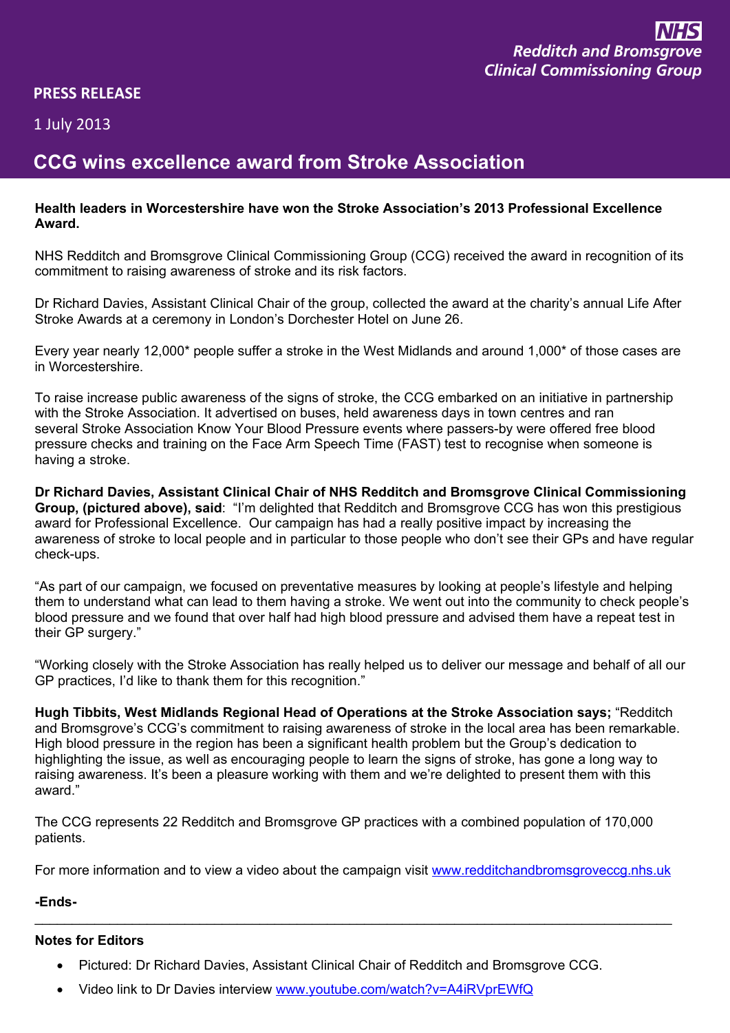NHS
Redditch and Bromsgrove
Clinical Commissioning Group

**PRESS RELEASE**

1 July 2013

# CCG wins excellence award from Stroke Association

**Health leaders in Worcestershire have won the Stroke Association's 2013 Professional Excellence Award.**

NHS Redditch and Bromsgrove Clinical Commissioning Group (CCG) received the award in recognition of its commitment to raising awareness of stroke and its risk factors.

Dr Richard Davies, Assistant Clinical Chair of the group, collected the award at the charity's annual Life After Stroke Awards at a ceremony in London's Dorchester Hotel on June 26.

Every year nearly 12,000* people suffer a stroke in the West Midlands and around 1,000* of those cases are in Worcestershire.

To raise increase public awareness of the signs of stroke, the CCG embarked on an initiative in partnership with the Stroke Association. It advertised on buses, held awareness days in town centres and ran several Stroke Association Know Your Blood Pressure events where passers-by were offered free blood pressure checks and training on the Face Arm Speech Time (FAST) test to recognise when someone is having a stroke.

**Dr Richard Davies, Assistant Clinical Chair of NHS Redditch and Bromsgrove Clinical Commissioning Group, (pictured above), said**: "I'm delighted that Redditch and Bromsgrove CCG has won this prestigious award for Professional Excellence. Our campaign has had a really positive impact by increasing the awareness of stroke to local people and in particular to those people who don't see their GPs and have regular check-ups.

"As part of our campaign, we focused on preventative measures by looking at people's lifestyle and helping them to understand what can lead to them having a stroke. We went out into the community to check people's blood pressure and we found that over half had high blood pressure and advised them have a repeat test in their GP surgery."

"Working closely with the Stroke Association has really helped us to deliver our message and behalf of all our GP practices, I'd like to thank them for this recognition."

**Hugh Tibbits, West Midlands Regional Head of Operations at the Stroke Association says;** "Redditch and Bromsgrove's CCG's commitment to raising awareness of stroke in the local area has been remarkable. High blood pressure in the region has been a significant health problem but the Group's dedication to highlighting the issue, as well as encouraging people to learn the signs of stroke, has gone a long way to raising awareness. It's been a pleasure working with them and we're delighted to present them with this award."

The CCG represents 22 Redditch and Bromsgrove GP practices with a combined population of 170,000 patients.

For more information and to view a video about the campaign visit [www.redditchandbromsgroveccg.nhs.uk](www.redditchandbromsgroveccg.nhs.uk)

**-Ends-**

---

**Notes for Editors**

- Pictured: Dr Richard Davies, Assistant Clinical Chair of Redditch and Bromsgrove CCG.
- Video link to Dr Davies interview [www.youtube.com/watch?v=A4iRVprEWfQ](www.youtube.com/watch?v=A4iRVprEWfQ)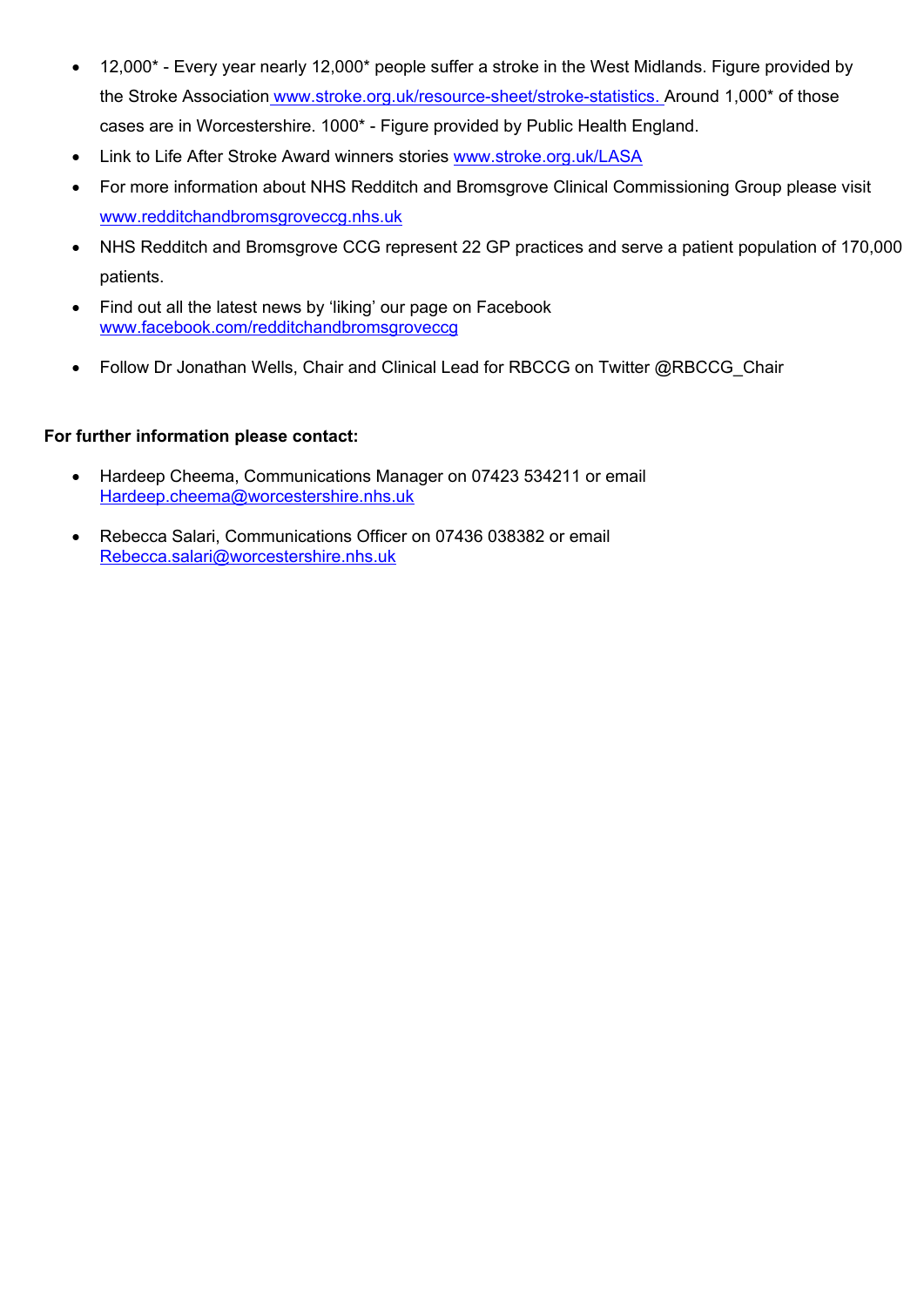- 12,000* - Every year nearly 12,000* people suffer a stroke in the West Midlands. Figure provided by the Stroke Association www.stroke.org.uk/resource-sheet/stroke-statistics. Around 1,000* of those cases are in Worcestershire. 1000* - Figure provided by Public Health England.
- Link to Life After Stroke Award winners stories www.stroke.org.uk/LASA
- For more information about NHS Redditch and Bromsgrove Clinical Commissioning Group please visit www.redditchandbromsgroveccg.nhs.uk
- NHS Redditch and Bromsgrove CCG represent 22 GP practices and serve a patient population of 170,000 patients.
- Find out all the latest news by 'liking' our page on Facebook www.facebook.com/redditchandbromsgroveccg
- Follow Dr Jonathan Wells, Chair and Clinical Lead for RBCCG on Twitter @RBCCG_Chair

**For further information please contact:**

- Hardeep Cheema, Communications Manager on 07423 534211 or email Hardeep.cheema@worcestershire.nhs.uk
- Rebecca Salari, Communications Officer on 07436 038382 or email Rebecca.salari@worcestershire.nhs.uk